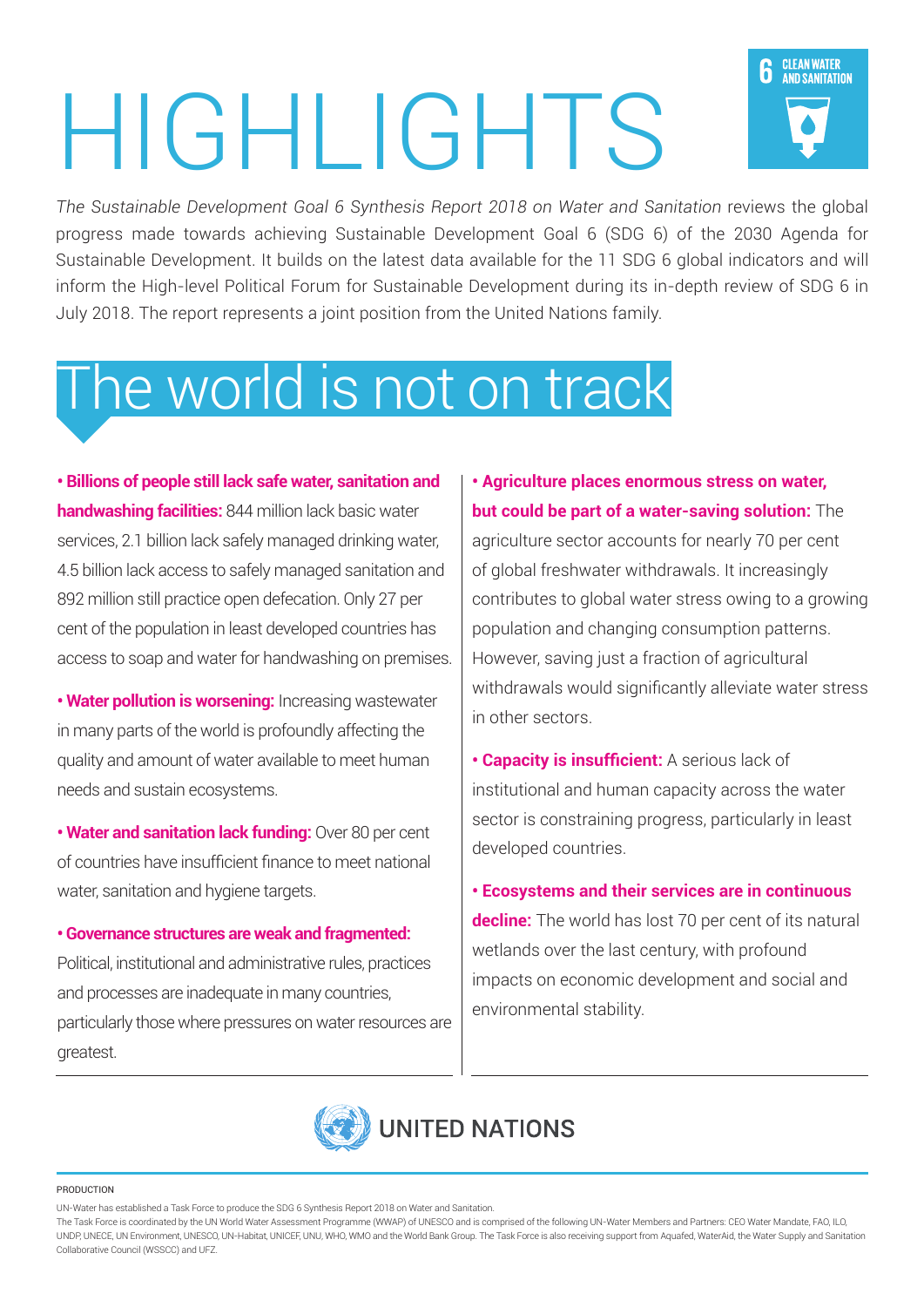# HIGHLIGHTS

6 CLEAN WATER AND SANITATION

*The Sustainable Development Goal 6 Synthesis Report 2018 on Water and Sanitation* reviews the global progress made towards achieving Sustainable Development Goal 6 (SDG 6) of the 2030 Agenda for Sustainable Development. It builds on the latest data available for the 11 SDG 6 global indicators and will inform the High-level Political Forum for Sustainable Development during its in-depth review of SDG 6 in July 2018. The report represents a joint position from the United Nations family.

## The world is not on track

- **Billions of people still lack safe water, sanitation and handwashing facilities:** 844 million lack basic water services, 2.1 billion lack safely managed drinking water, 4.5 billion lack access to safely managed sanitation and 892 million still practice open defecation. Only 27 per cent of the population in least developed countries has access to soap and water for handwashing on premises.

- **Water pollution is worsening:** Increasing wastewater in many parts of the world is profoundly affecting the quality and amount of water available to meet human needs and sustain ecosystems.

- **Water and sanitation lack funding:** Over 80 per cent of countries have insufficient finance to meet national water, sanitation and hygiene targets.

- **Governance structures are weak and fragmented:** Political, institutional and administrative rules, practices and processes are inadequate in many countries, particularly those where pressures on water resources are greatest.

- **Agriculture places enormous stress on water, but could be part of a water-saving solution:** The agriculture sector accounts for nearly 70 per cent of global freshwater withdrawals. It increasingly contributes to global water stress owing to a growing population and changing consumption patterns. However, saving just a fraction of agricultural withdrawals would significantly alleviate water stress in other sectors.

- **Capacity is insufficient:** A serious lack of institutional and human capacity across the water sector is constraining progress, particularly in least developed countries.

- **Ecosystems and their services are in continuous decline:** The world has lost 70 per cent of its natural wetlands over the last century, with profound impacts on economic development and social and environmental stability.

UNITED NATIONS

PRODUCTION

UN-Water has established a Task Force to produce the SDG 6 Synthesis Report 2018 on Water and Sanitation.
The Task Force is coordinated by the UN World Water Assessment Programme (WWAP) of UNESCO and is comprised of the following UN-Water Members and Partners: CEO Water Mandate, FAO, ILO, UNDP, UNECE, UN Environment, UNESCO, UN-Habitat, UNICEF, UNU, WHO, WMO and the World Bank Group. The Task Force is also receiving support from Aquafed, WaterAid, the Water Supply and Sanitation Collaborative Council (WSSCC) and UFZ.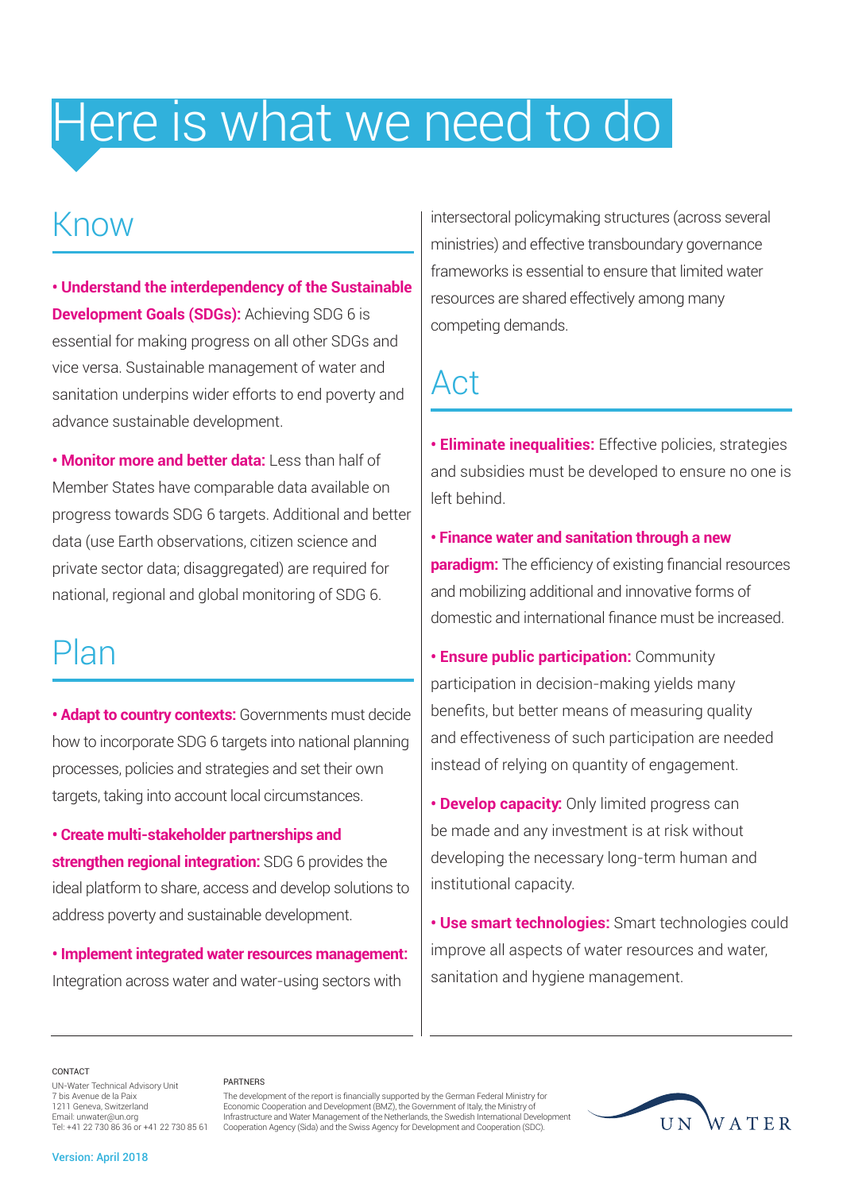# Here is what we need to do

## Know

**• Understand the interdependency of the Sustainable Development Goals (SDGs):** Achieving SDG 6 is essential for making progress on all other SDGs and vice versa. Sustainable management of water and sanitation underpins wider efforts to end poverty and advance sustainable development.

**• Monitor more and better data:** Less than half of Member States have comparable data available on progress towards SDG 6 targets. Additional and better data (use Earth observations, citizen science and private sector data; disaggregated) are required for national, regional and global monitoring of SDG 6.

## Plan

**• Adapt to country contexts:** Governments must decide how to incorporate SDG 6 targets into national planning processes, policies and strategies and set their own targets, taking into account local circumstances.

**• Create multi-stakeholder partnerships and strengthen regional integration:** SDG 6 provides the ideal platform to share, access and develop solutions to address poverty and sustainable development.

**• Implement integrated water resources management:** Integration across water and water-using sectors with intersectoral policymaking structures (across several ministries) and effective transboundary governance frameworks is essential to ensure that limited water resources are shared effectively among many competing demands.

## Act

**• Eliminate inequalities:** Effective policies, strategies and subsidies must be developed to ensure no one is left behind.

**• Finance water and sanitation through a new paradigm:** The efficiency of existing financial resources and mobilizing additional and innovative forms of domestic and international finance must be increased.

**• Ensure public participation:** Community participation in decision-making yields many benefits, but better means of measuring quality and effectiveness of such participation are needed instead of relying on quantity of engagement.

**• Develop capacity:** Only limited progress can be made and any investment is at risk without developing the necessary long-term human and institutional capacity.

**• Use smart technologies:** Smart technologies could improve all aspects of water resources and water, sanitation and hygiene management.

CONTACT

UN-Water Technical Advisory Unit
7 bis Avenue de la Paix
1211 Geneva, Switzerland
Email: unwater@un.org
Tel: +41 22 730 86 36 or +41 22 730 85 61

PARTNERS

The development of the report is financially supported by the German Federal Ministry for Economic Cooperation and Development (BMZ), the Government of Italy, the Ministry of Infrastructure and Water Management of the Netherlands, the Swedish International Development Cooperation Agency (Sida) and the Swiss Agency for Development and Cooperation (SDC).

UN WATER

Version: April 2018